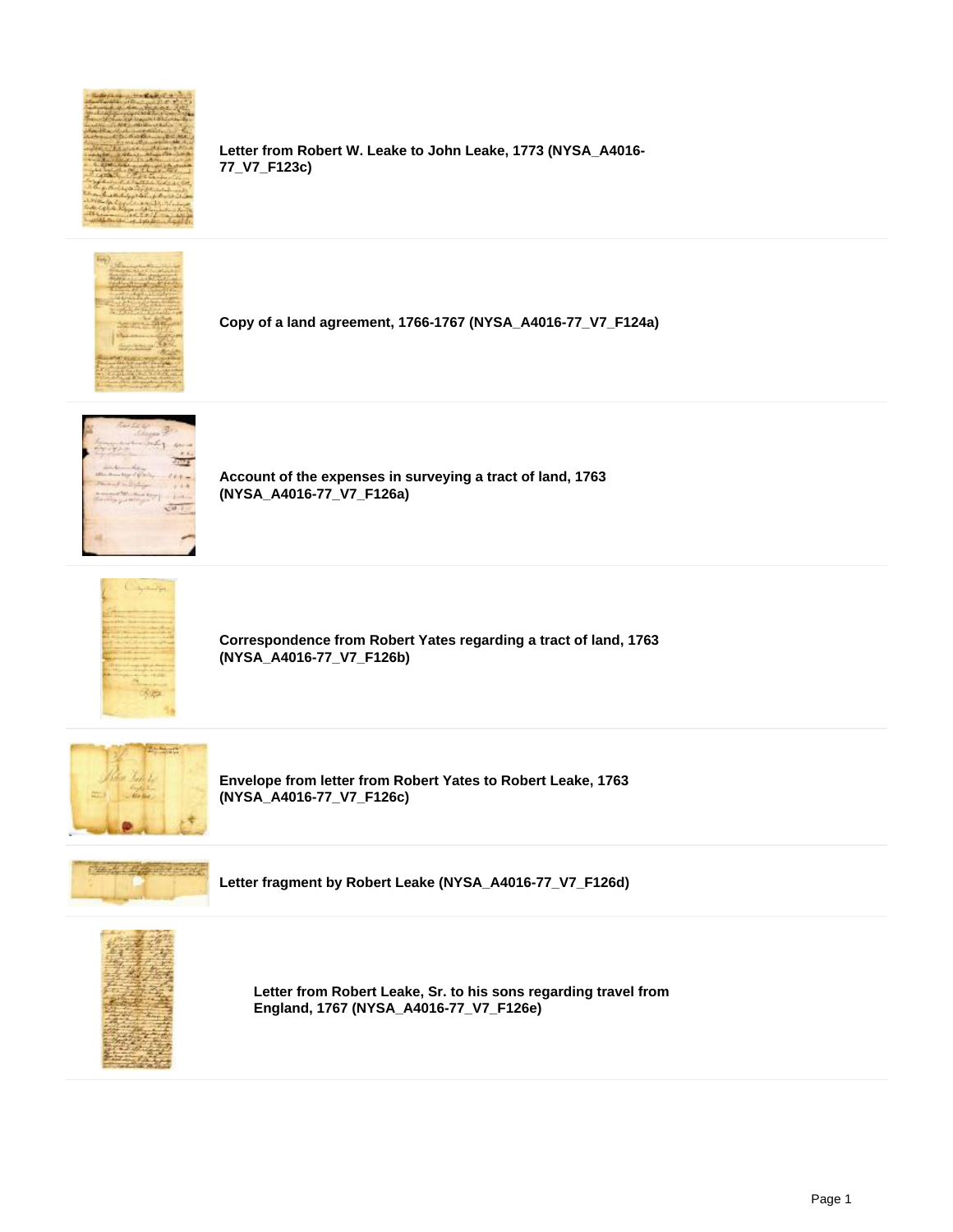**Letter from Robert W. Leake to John Leake, 1773 (NYSA_A4016-77_V7_F123c)**

**Copy of a land agreement, 1766-1767 (NYSA_A4016-77_V7_F124a)**

**Account of the expenses in surveying a tract of land, 1763 (NYSA_A4016-77_V7_F126a)**

**Correspondence from Robert Yates regarding a tract of land, 1763 (NYSA_A4016-77_V7_F126b)**

**Envelope from letter from Robert Yates to Robert Leake, 1763 (NYSA_A4016-77_V7_F126c)**

**Letter fragment by Robert Leake (NYSA_A4016-77_V7_F126d)**

**Letter from Robert Leake, Sr. to his sons regarding travel from England, 1767 (NYSA_A4016-77_V7_F126e)**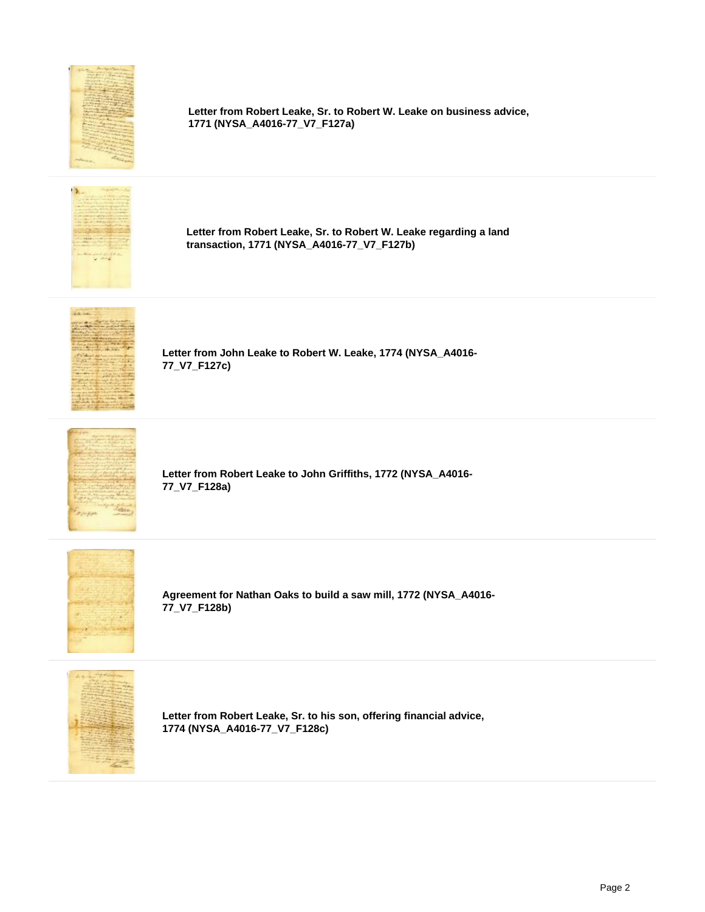**Letter from Robert Leake, Sr. to Robert W. Leake on business advice, 1771 (NYSA_A4016-77_V7_F127a)**

**Letter from Robert Leake, Sr. to Robert W. Leake regarding a land transaction, 1771 (NYSA_A4016-77_V7_F127b)**

**Letter from John Leake to Robert W. Leake, 1774 (NYSA_A4016-77_V7_F127c)**

**Letter from Robert Leake to John Griffiths, 1772 (NYSA_A4016-77_V7_F128a)**

**Agreement for Nathan Oaks to build a saw mill, 1772 (NYSA_A4016-77_V7_F128b)**

**Letter from Robert Leake, Sr. to his son, offering financial advice, 1774 (NYSA_A4016-77_V7_F128c)**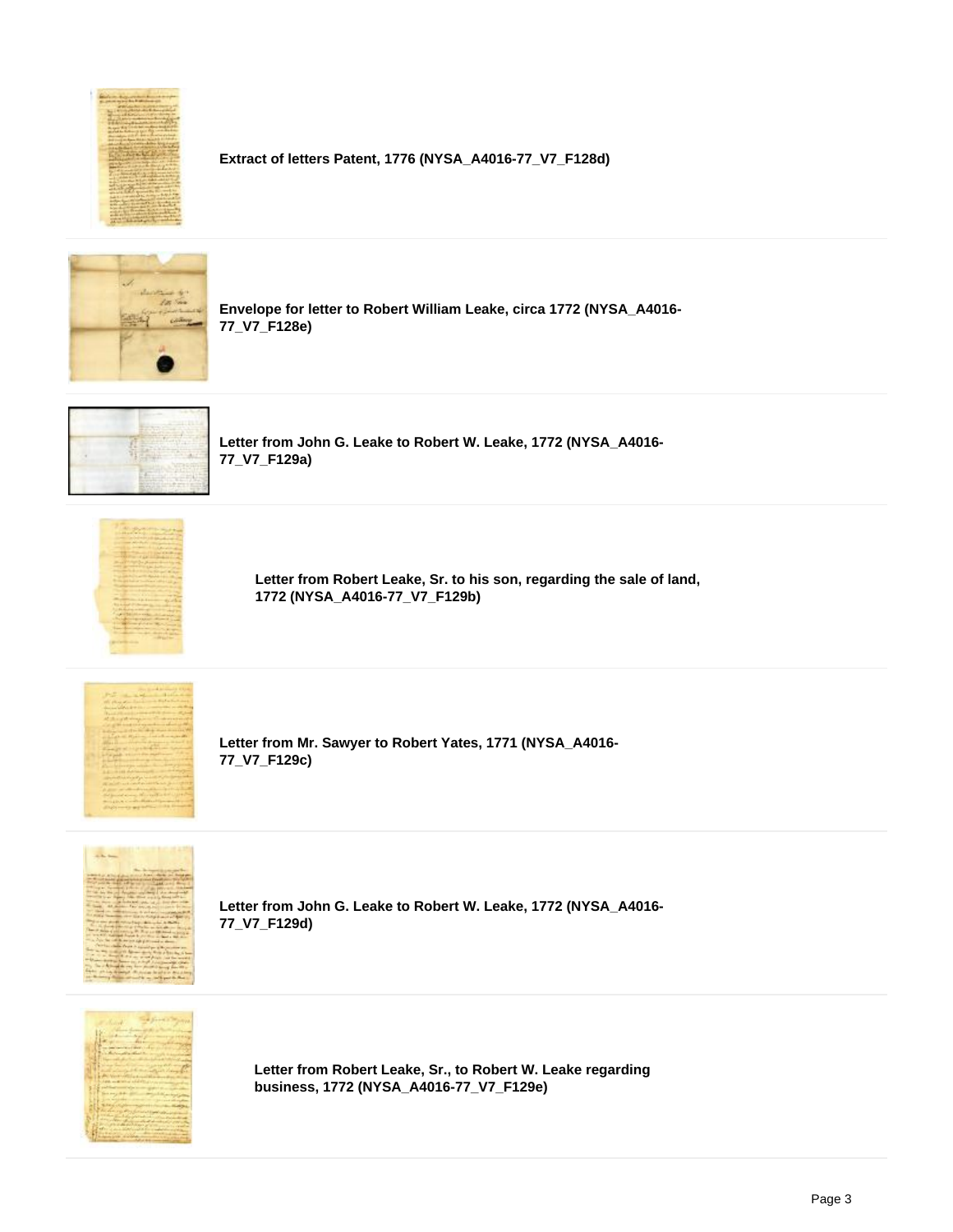**Extract of letters Patent, 1776 (NYSA_A4016-77_V7_F128d)**

**Envelope for letter to Robert William Leake, circa 1772 (NYSA_A4016-77_V7_F128e)**

**Letter from John G. Leake to Robert W. Leake, 1772 (NYSA_A4016-77_V7_F129a)**

**Letter from Robert Leake, Sr. to his son, regarding the sale of land, 1772 (NYSA_A4016-77_V7_F129b)**

**Letter from Mr. Sawyer to Robert Yates, 1771 (NYSA_A4016-77_V7_F129c)**

**Letter from John G. Leake to Robert W. Leake, 1772 (NYSA_A4016-77_V7_F129d)**

**Letter from Robert Leake, Sr., to Robert W. Leake regarding business, 1772 (NYSA_A4016-77_V7_F129e)**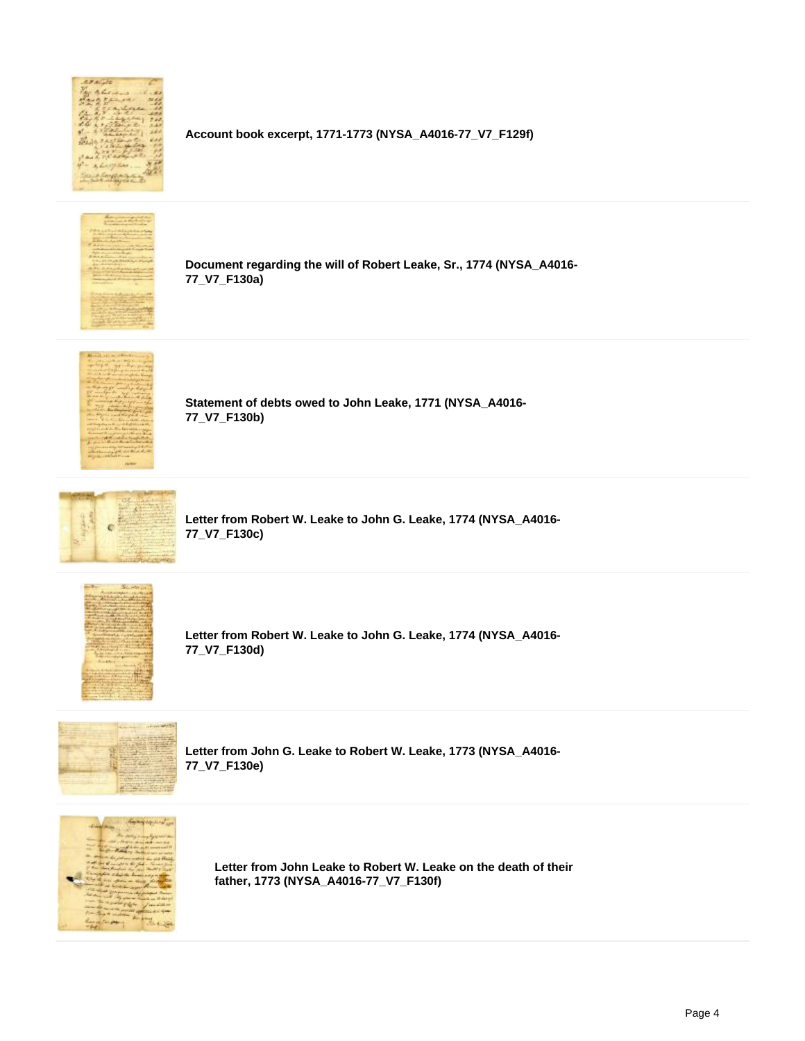**Account book excerpt, 1771-1773 (NYSA_A4016-77_V7_F129f)**

**Document regarding the will of Robert Leake, Sr., 1774 (NYSA_A4016-77_V7_F130a)**

**Statement of debts owed to John Leake, 1771 (NYSA_A4016-77_V7_F130b)**

**Letter from Robert W. Leake to John G. Leake, 1774 (NYSA_A4016-77_V7_F130c)**

**Letter from Robert W. Leake to John G. Leake, 1774 (NYSA_A4016-77_V7_F130d)**

**Letter from John G. Leake to Robert W. Leake, 1773 (NYSA_A4016-77_V7_F130e)**

**Letter from John Leake to Robert W. Leake on the death of their father, 1773 (NYSA_A4016-77_V7_F130f)**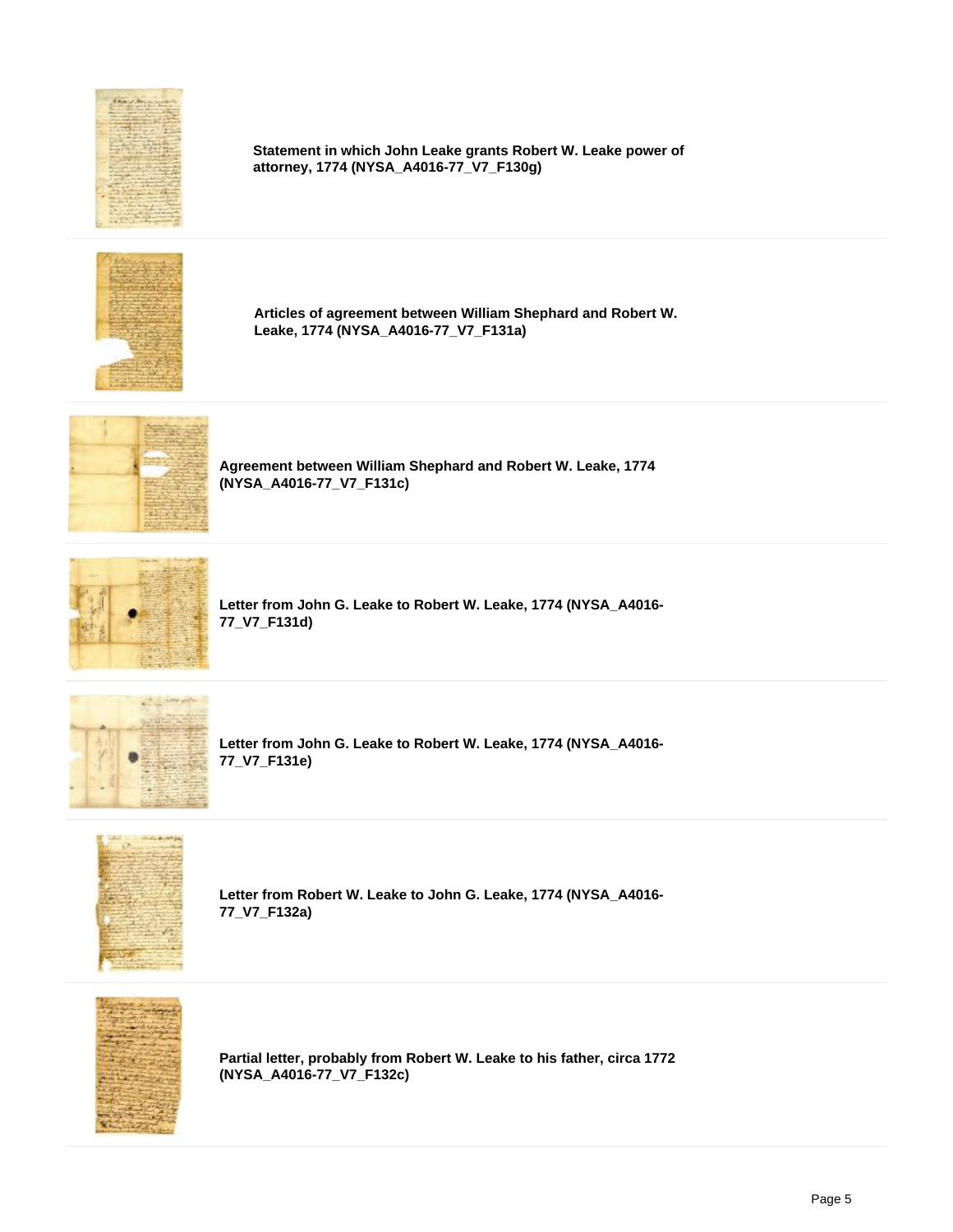**Statement in which John Leake grants Robert W. Leake power of attorney, 1774 (NYSA_A4016-77_V7_F130g)**

**Articles of agreement between William Shephard and Robert W. Leake, 1774 (NYSA_A4016-77_V7_F131a)**

**Agreement between William Shephard and Robert W. Leake, 1774 (NYSA_A4016-77_V7_F131c)**

**Letter from John G. Leake to Robert W. Leake, 1774 (NYSA_A4016-77_V7_F131d)**

**Letter from John G. Leake to Robert W. Leake, 1774 (NYSA_A4016-77_V7_F131e)**

**Letter from Robert W. Leake to John G. Leake, 1774 (NYSA_A4016-77_V7_F132a)**

**Partial letter, probably from Robert W. Leake to his father, circa 1772 (NYSA_A4016-77_V7_F132c)**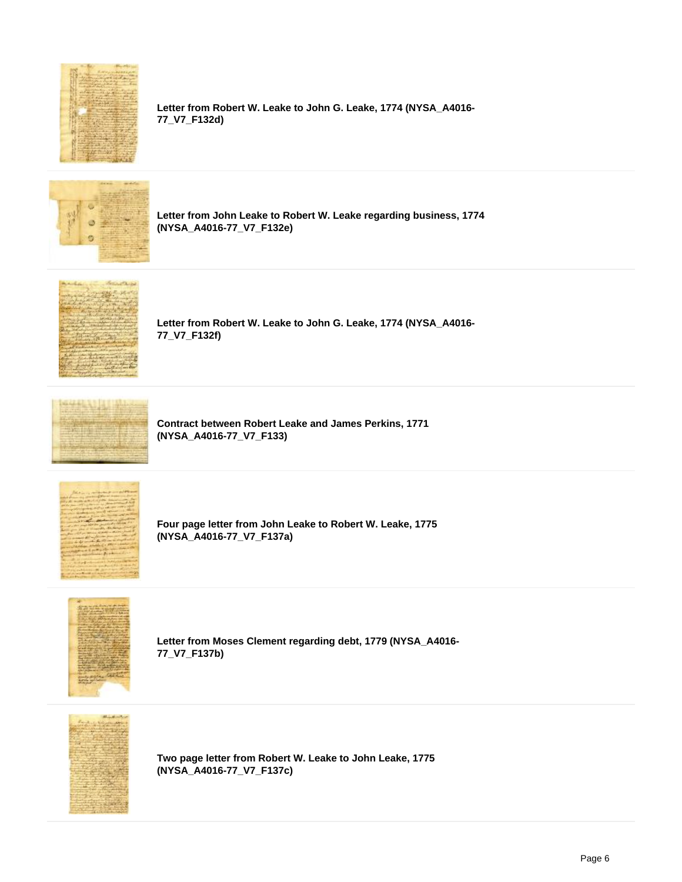**Letter from Robert W. Leake to John G. Leake, 1774 (NYSA_A4016-77_V7_F132d)**

**Letter from John Leake to Robert W. Leake regarding business, 1774 (NYSA_A4016-77_V7_F132e)**

**Letter from Robert W. Leake to John G. Leake, 1774 (NYSA_A4016-77_V7_F132f)**

**Contract between Robert Leake and James Perkins, 1771 (NYSA_A4016-77_V7_F133)**

**Four page letter from John Leake to Robert W. Leake, 1775 (NYSA_A4016-77_V7_F137a)**

**Letter from Moses Clement regarding debt, 1779 (NYSA_A4016-77_V7_F137b)**

**Two page letter from Robert W. Leake to John Leake, 1775 (NYSA_A4016-77_V7_F137c)**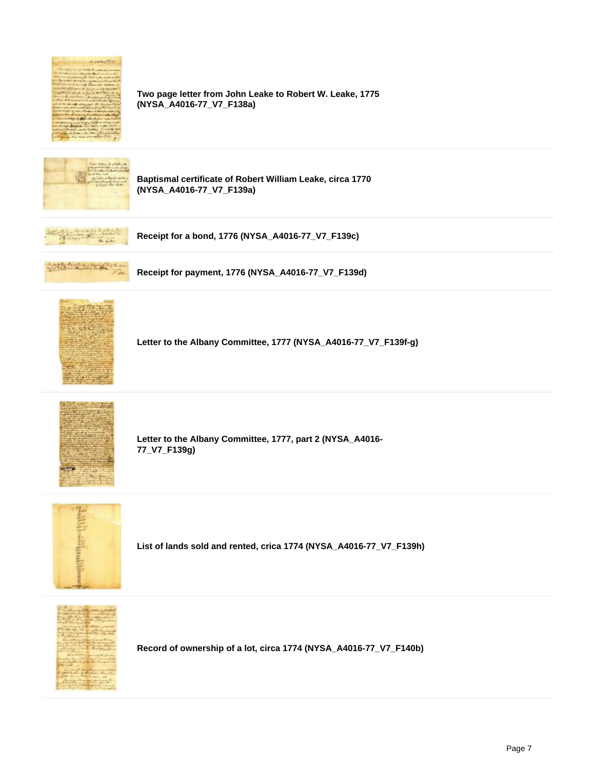**Two page letter from John Leake to Robert W. Leake, 1775 (NYSA_A4016-77_V7_F138a)**

**Baptismal certificate of Robert William Leake, circa 1770 (NYSA_A4016-77_V7_F139a)**

**Receipt for a bond, 1776 (NYSA_A4016-77_V7_F139c)**

**Receipt for payment, 1776 (NYSA_A4016-77_V7_F139d)**

**Letter to the Albany Committee, 1777 (NYSA_A4016-77_V7_F139f-g)**

**Letter to the Albany Committee, 1777, part 2 (NYSA_A4016-77_V7_F139g)**

**List of lands sold and rented, crica 1774 (NYSA_A4016-77_V7_F139h)**

**Record of ownership of a lot, circa 1774 (NYSA_A4016-77_V7_F140b)**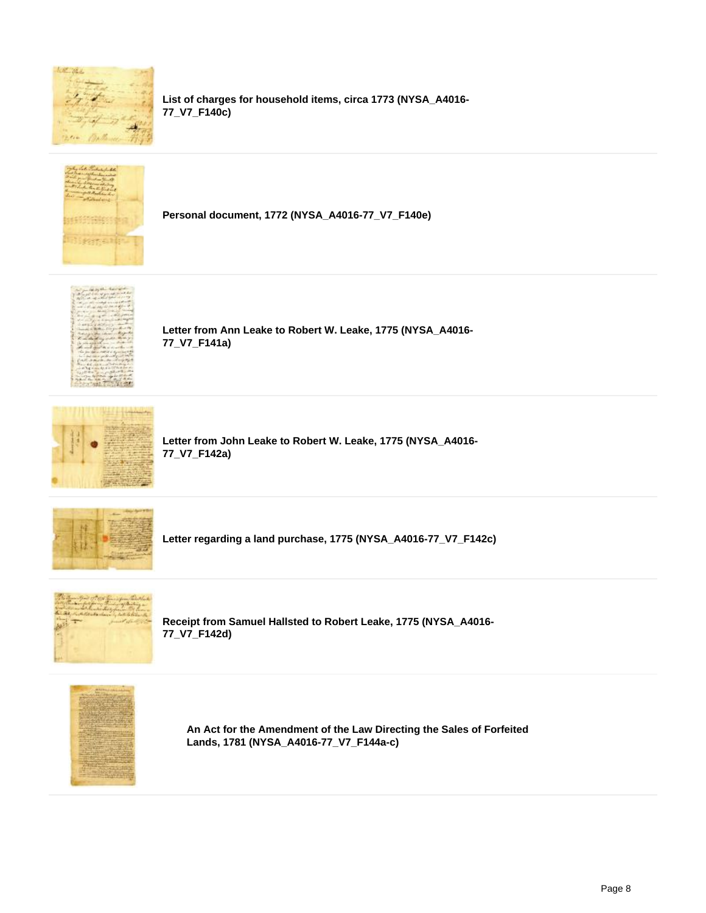**List of charges for household items, circa 1773 (NYSA_A4016-77_V7_F140c)**

**Personal document, 1772 (NYSA_A4016-77_V7_F140e)**

**Letter from Ann Leake to Robert W. Leake, 1775 (NYSA_A4016-77_V7_F141a)**

**Letter from John Leake to Robert W. Leake, 1775 (NYSA_A4016-77_V7_F142a)**

**Letter regarding a land purchase, 1775 (NYSA_A4016-77_V7_F142c)**

**Receipt from Samuel Hallsted to Robert Leake, 1775 (NYSA_A4016-77_V7_F142d)**

**An Act for the Amendment of the Law Directing the Sales of Forfeited Lands, 1781 (NYSA_A4016-77_V7_F144a-c)**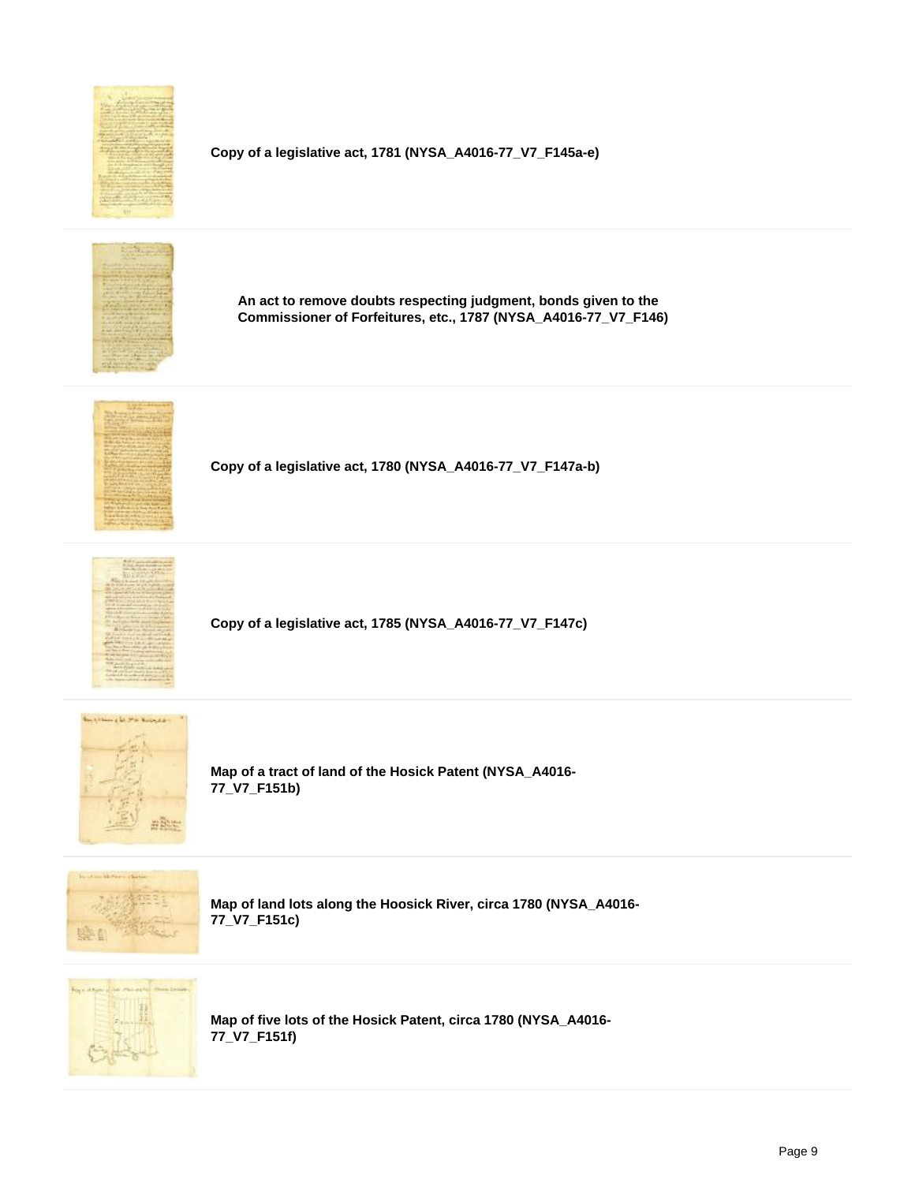**Copy of a legislative act, 1781 (NYSA_A4016-77_V7_F145a-e)**

**An act to remove doubts respecting judgment, bonds given to the Commissioner of Forfeitures, etc., 1787 (NYSA_A4016-77_V7_F146)**

**Copy of a legislative act, 1780 (NYSA_A4016-77_V7_F147a-b)**

**Copy of a legislative act, 1785 (NYSA_A4016-77_V7_F147c)**

**Map of a tract of land of the Hosick Patent (NYSA_A4016-77_V7_F151b)**

**Map of land lots along the Hoosick River, circa 1780 (NYSA_A4016-77_V7_F151c)**

**Map of five lots of the Hosick Patent, circa 1780 (NYSA_A4016-77_V7_F151f)**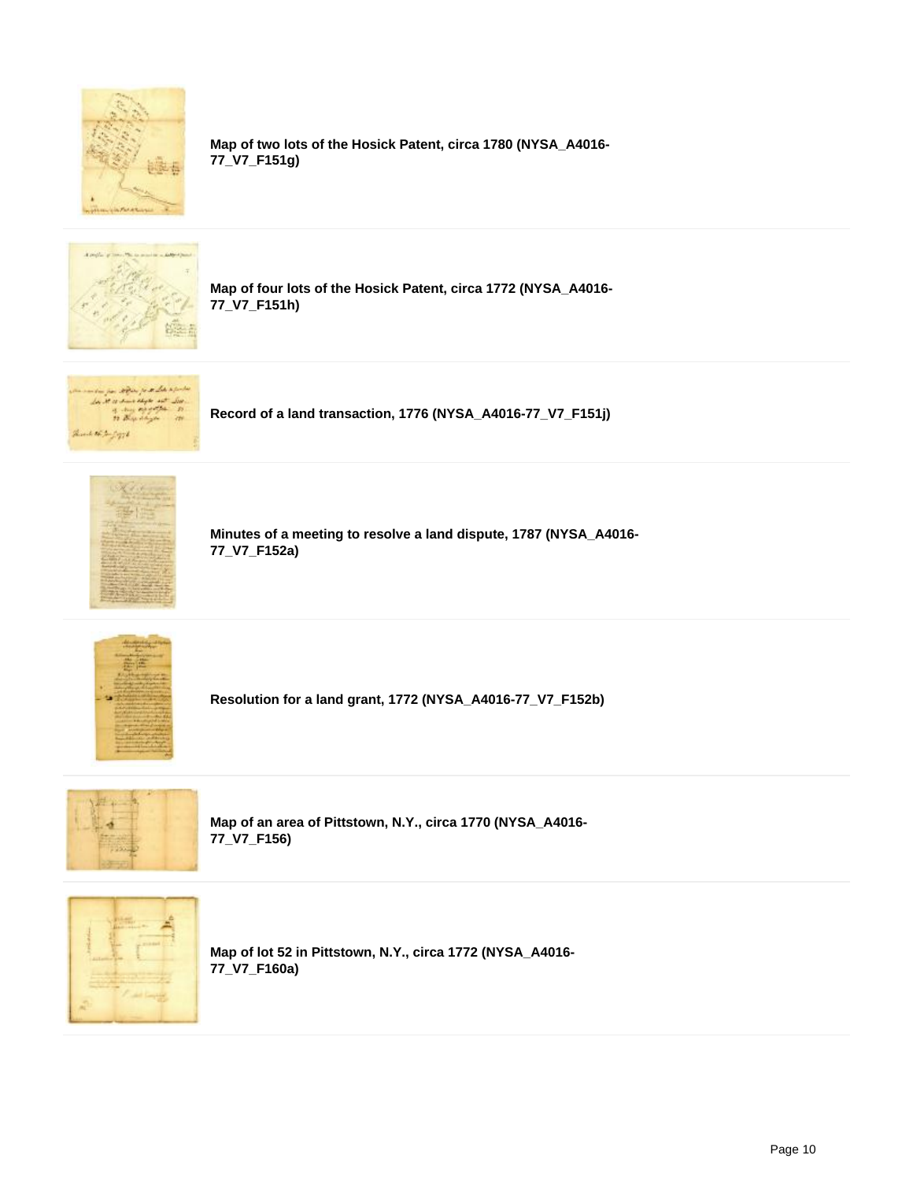**Map of two lots of the Hosick Patent, circa 1780 (NYSA_A4016-77_V7_F151g)**

**Map of four lots of the Hosick Patent, circa 1772 (NYSA_A4016-77_V7_F151h)**

**Record of a land transaction, 1776 (NYSA_A4016-77_V7_F151j)**

**Minutes of a meeting to resolve a land dispute, 1787 (NYSA_A4016-77_V7_F152a)**

**Resolution for a land grant, 1772 (NYSA_A4016-77_V7_F152b)**

**Map of an area of Pittstown, N.Y., circa 1770 (NYSA_A4016-77_V7_F156)**

**Map of lot 52 in Pittstown, N.Y., circa 1772 (NYSA_A4016-77_V7_F160a)**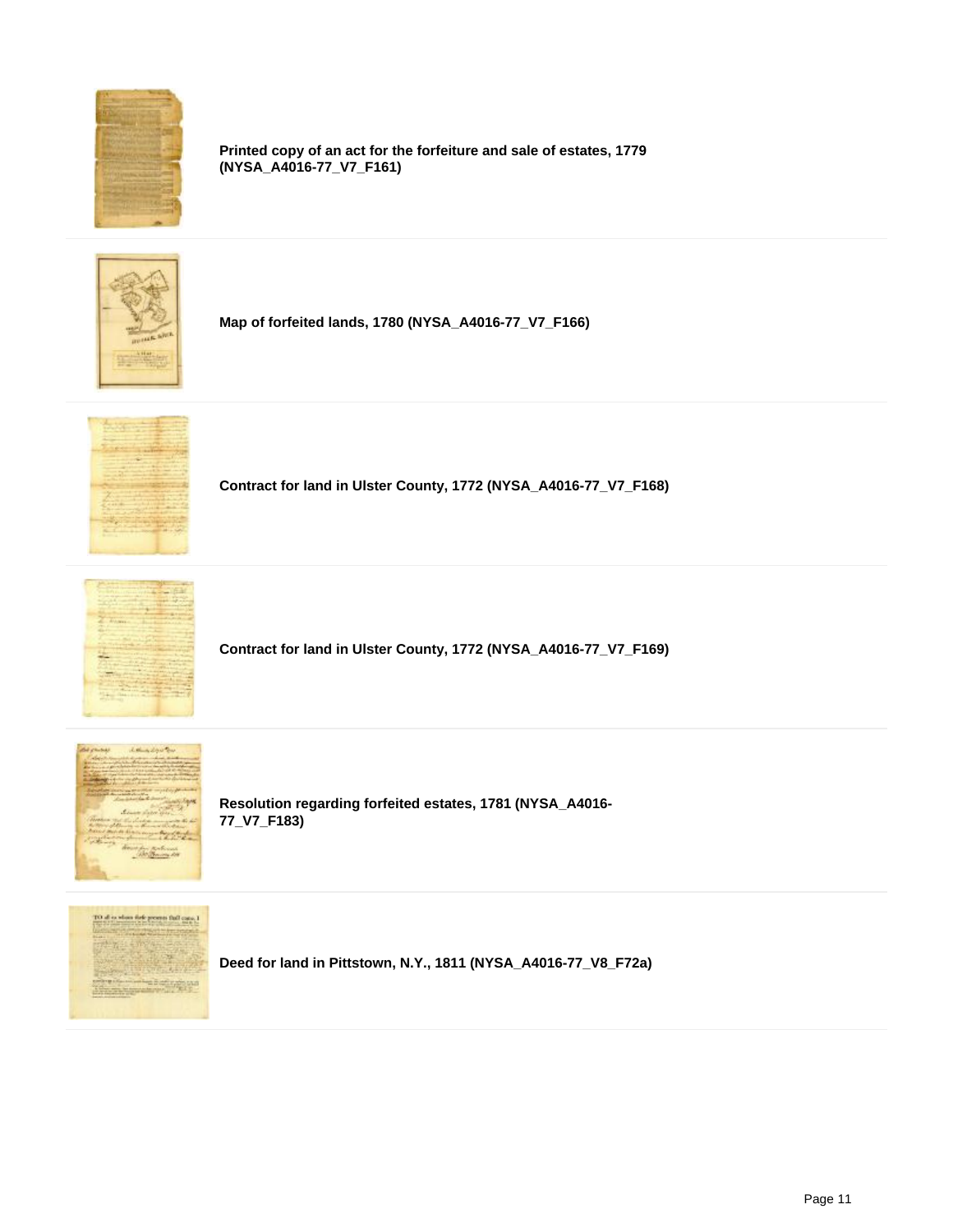**Printed copy of an act for the forfeiture and sale of estates, 1779 (NYSA_A4016-77_V7_F161)**

**Map of forfeited lands, 1780 (NYSA_A4016-77_V7_F166)**

**Contract for land in Ulster County, 1772 (NYSA_A4016-77_V7_F168)**

**Contract for land in Ulster County, 1772 (NYSA_A4016-77_V7_F169)**

**Resolution regarding forfeited estates, 1781 (NYSA_A4016-77_V7_F183)**

**Deed for land in Pittstown, N.Y., 1811 (NYSA_A4016-77_V8_F72a)**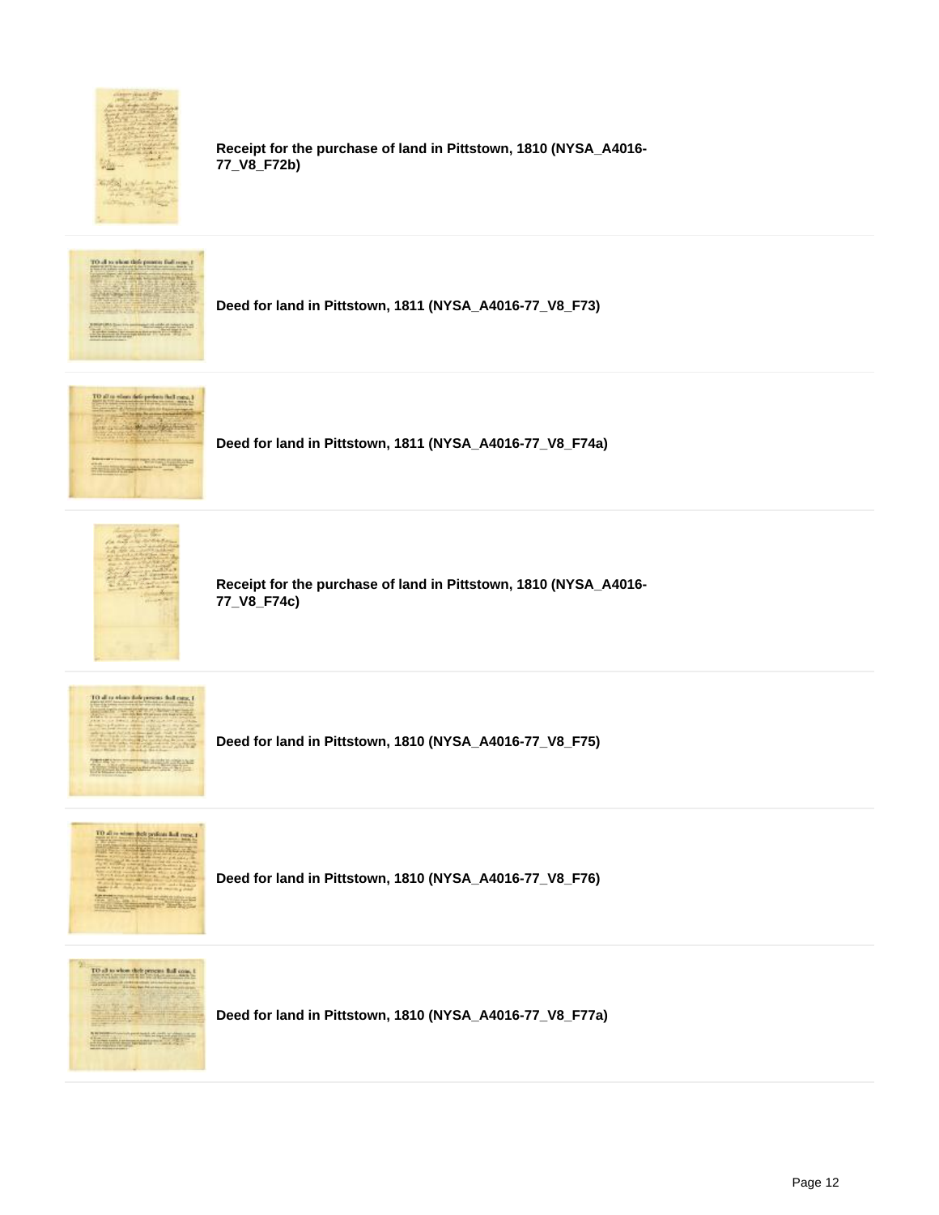**Receipt for the purchase of land in Pittstown, 1810 (NYSA_A4016-77_V8_F72b)**

**Deed for land in Pittstown, 1811 (NYSA_A4016-77_V8_F73)**

**Deed for land in Pittstown, 1811 (NYSA_A4016-77_V8_F74a)**

**Receipt for the purchase of land in Pittstown, 1810 (NYSA_A4016-77_V8_F74c)**

**Deed for land in Pittstown, 1810 (NYSA_A4016-77_V8_F75)**

**Deed for land in Pittstown, 1810 (NYSA_A4016-77_V8_F76)**

**Deed for land in Pittstown, 1810 (NYSA_A4016-77_V8_F77a)**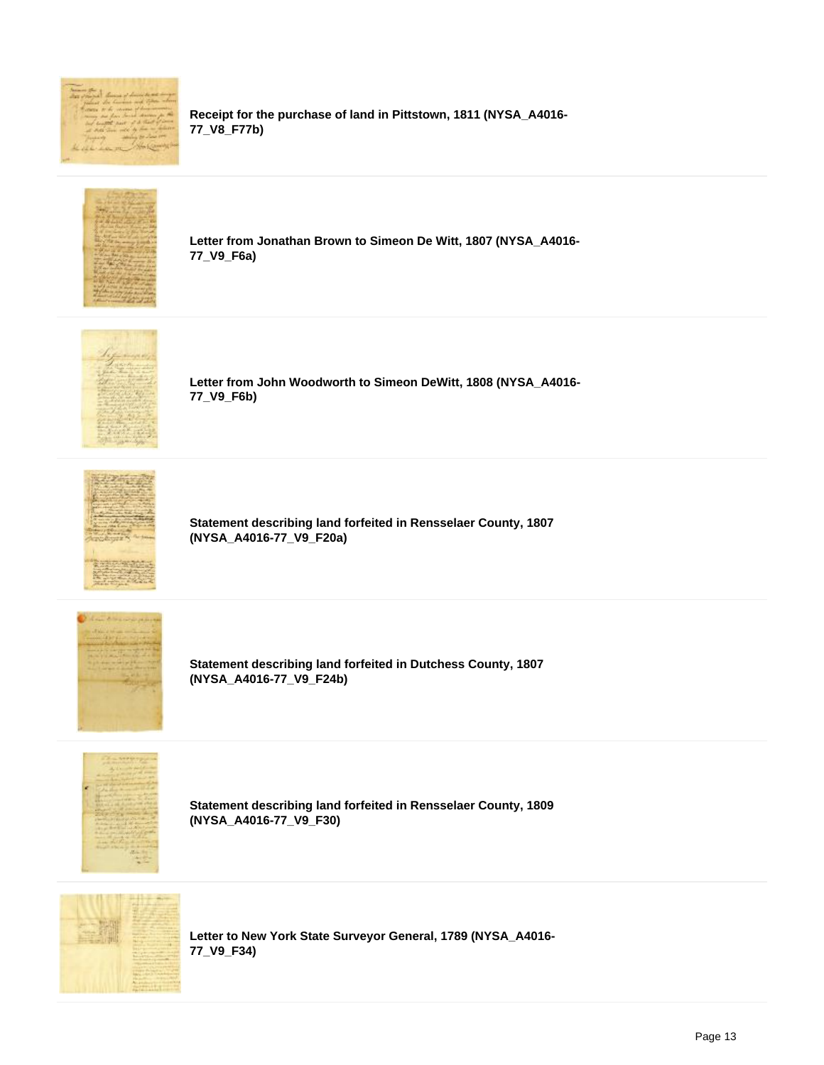**Receipt for the purchase of land in Pittstown, 1811 (NYSA_A4016-77_V8_F77b)**

**Letter from Jonathan Brown to Simeon De Witt, 1807 (NYSA_A4016-77_V9_F6a)**

**Letter from John Woodworth to Simeon DeWitt, 1808 (NYSA_A4016-77_V9_F6b)**

**Statement describing land forfeited in Rensselaer County, 1807 (NYSA_A4016-77_V9_F20a)**

**Statement describing land forfeited in Dutchess County, 1807 (NYSA_A4016-77_V9_F24b)**

**Statement describing land forfeited in Rensselaer County, 1809 (NYSA_A4016-77_V9_F30)**

**Letter to New York State Surveyor General, 1789 (NYSA_A4016-77_V9_F34)**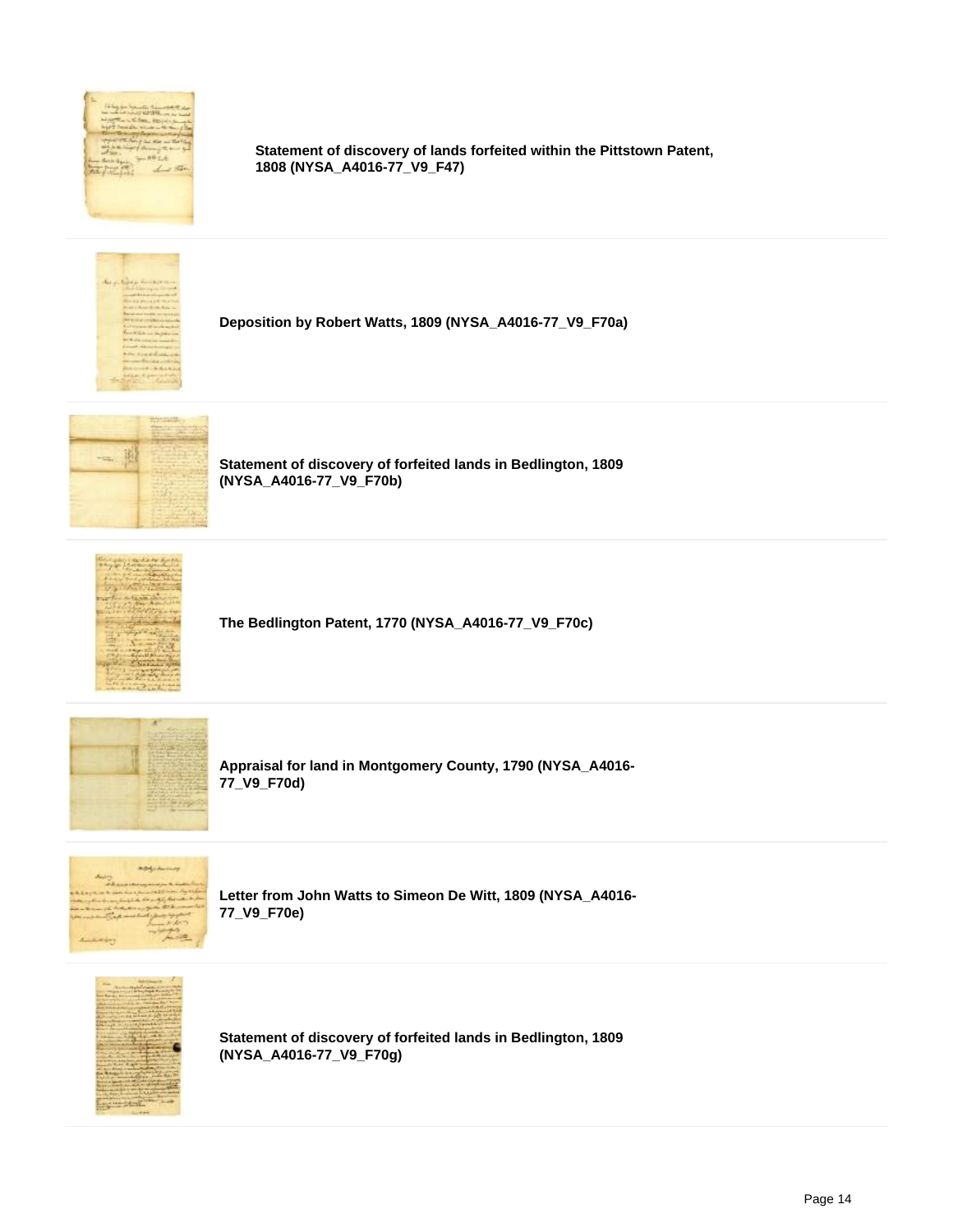**Statement of discovery of lands forfeited within the Pittstown Patent, 1808 (NYSA_A4016-77_V9_F47)**

**Deposition by Robert Watts, 1809 (NYSA_A4016-77_V9_F70a)**

**Statement of discovery of forfeited lands in Bedlington, 1809 (NYSA_A4016-77_V9_F70b)**

**The Bedlington Patent, 1770 (NYSA_A4016-77_V9_F70c)**

**Appraisal for land in Montgomery County, 1790 (NYSA_A4016-77_V9_F70d)**

**Letter from John Watts to Simeon De Witt, 1809 (NYSA_A4016-77_V9_F70e)**

**Statement of discovery of forfeited lands in Bedlington, 1809 (NYSA_A4016-77_V9_F70g)**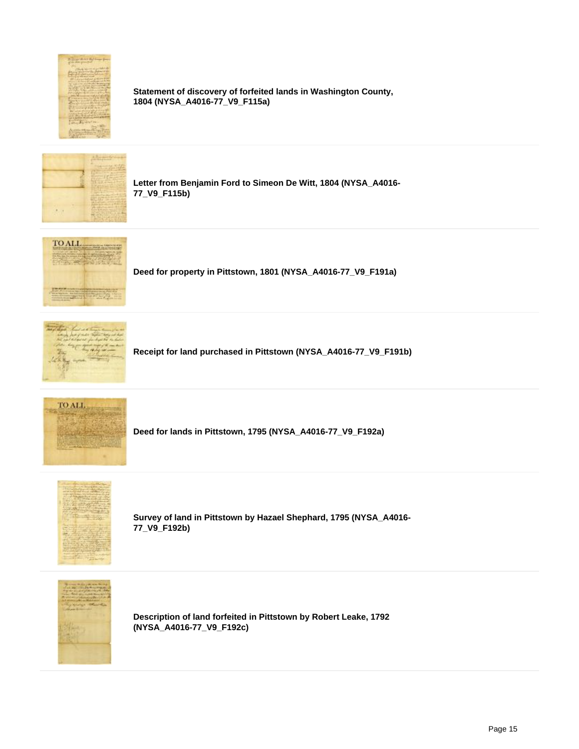**Statement of discovery of forfeited lands in Washington County, 1804 (NYSA_A4016-77_V9_F115a)**

**Letter from Benjamin Ford to Simeon De Witt, 1804 (NYSA_A4016-77_V9_F115b)**

**Deed for property in Pittstown, 1801 (NYSA_A4016-77_V9_F191a)**

**Receipt for land purchased in Pittstown (NYSA_A4016-77_V9_F191b)**

**Deed for lands in Pittstown, 1795 (NYSA_A4016-77_V9_F192a)**

**Survey of land in Pittstown by Hazael Shephard, 1795 (NYSA_A4016-77_V9_F192b)**

**Description of land forfeited in Pittstown by Robert Leake, 1792 (NYSA_A4016-77_V9_F192c)**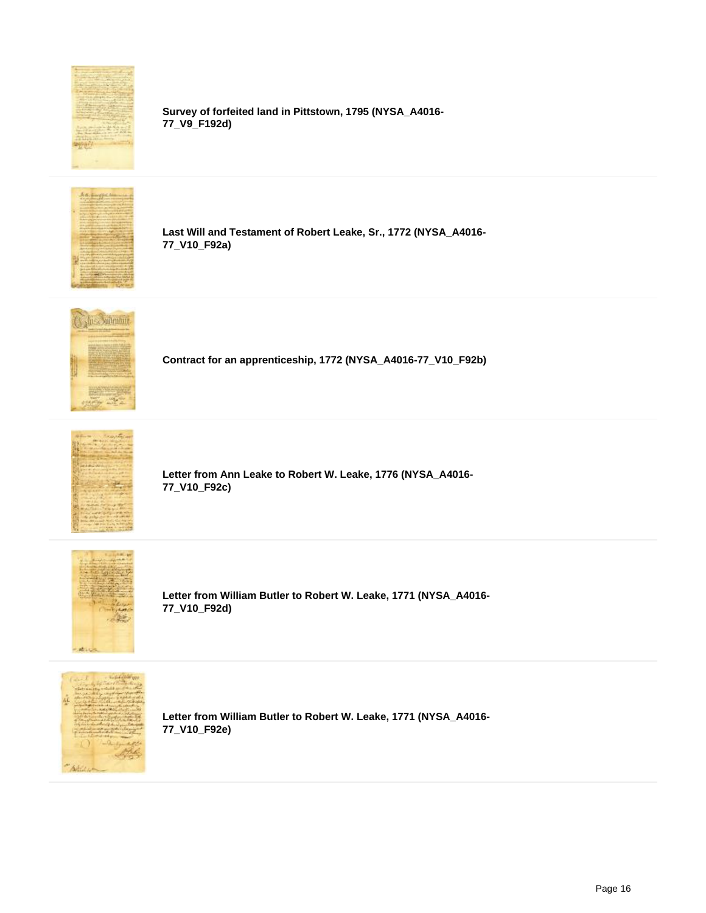**Survey of forfeited land in Pittstown, 1795 (NYSA_A4016-77_V9_F192d)**

**Last Will and Testament of Robert Leake, Sr., 1772 (NYSA_A4016-77_V10_F92a)**

**Contract for an apprenticeship, 1772 (NYSA_A4016-77_V10_F92b)**

**Letter from Ann Leake to Robert W. Leake, 1776 (NYSA_A4016-77_V10_F92c)**

**Letter from William Butler to Robert W. Leake, 1771 (NYSA_A4016-77_V10_F92d)**

**Letter from William Butler to Robert W. Leake, 1771 (NYSA_A4016-77_V10_F92e)**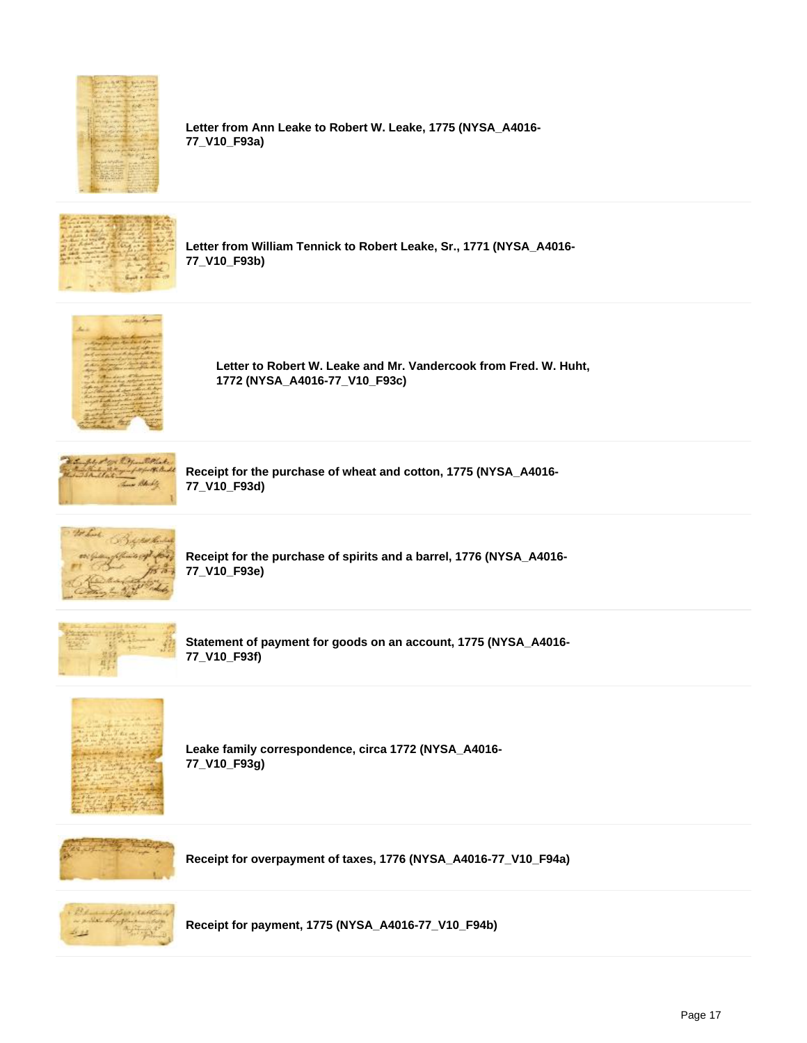Letter from Ann Leake to Robert W. Leake, 1775 (NYSA_A4016-77_V10_F93a)

Letter from William Tennick to Robert Leake, Sr., 1771 (NYSA_A4016-77_V10_F93b)

Letter to Robert W. Leake and Mr. Vandercook from Fred. W. Huht, 1772 (NYSA_A4016-77_V10_F93c)

Receipt for the purchase of wheat and cotton, 1775 (NYSA_A4016-77_V10_F93d)

Receipt for the purchase of spirits and a barrel, 1776 (NYSA_A4016-77_V10_F93e)

Statement of payment for goods on an account, 1775 (NYSA_A4016-77_V10_F93f)

Leake family correspondence, circa 1772 (NYSA_A4016-77_V10_F93g)

Receipt for overpayment of taxes, 1776 (NYSA_A4016-77_V10_F94a)

Receipt for payment, 1775 (NYSA_A4016-77_V10_F94b)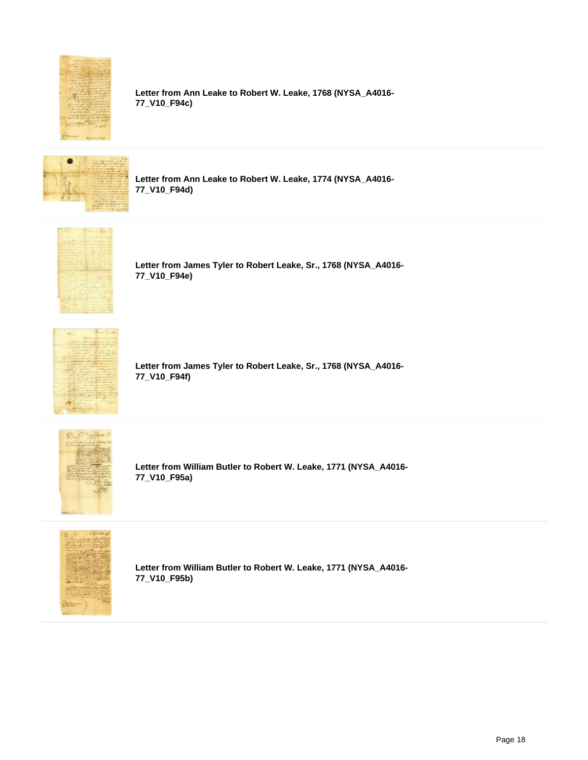**Letter from Ann Leake to Robert W. Leake, 1768 (NYSA_A4016-77_V10_F94c)**

**Letter from Ann Leake to Robert W. Leake, 1774 (NYSA_A4016-77_V10_F94d)**

**Letter from James Tyler to Robert Leake, Sr., 1768 (NYSA_A4016-77_V10_F94e)**

**Letter from James Tyler to Robert Leake, Sr., 1768 (NYSA_A4016-77_V10_F94f)**

**Letter from William Butler to Robert W. Leake, 1771 (NYSA_A4016-77_V10_F95a)**

**Letter from William Butler to Robert W. Leake, 1771 (NYSA_A4016-77_V10_F95b)**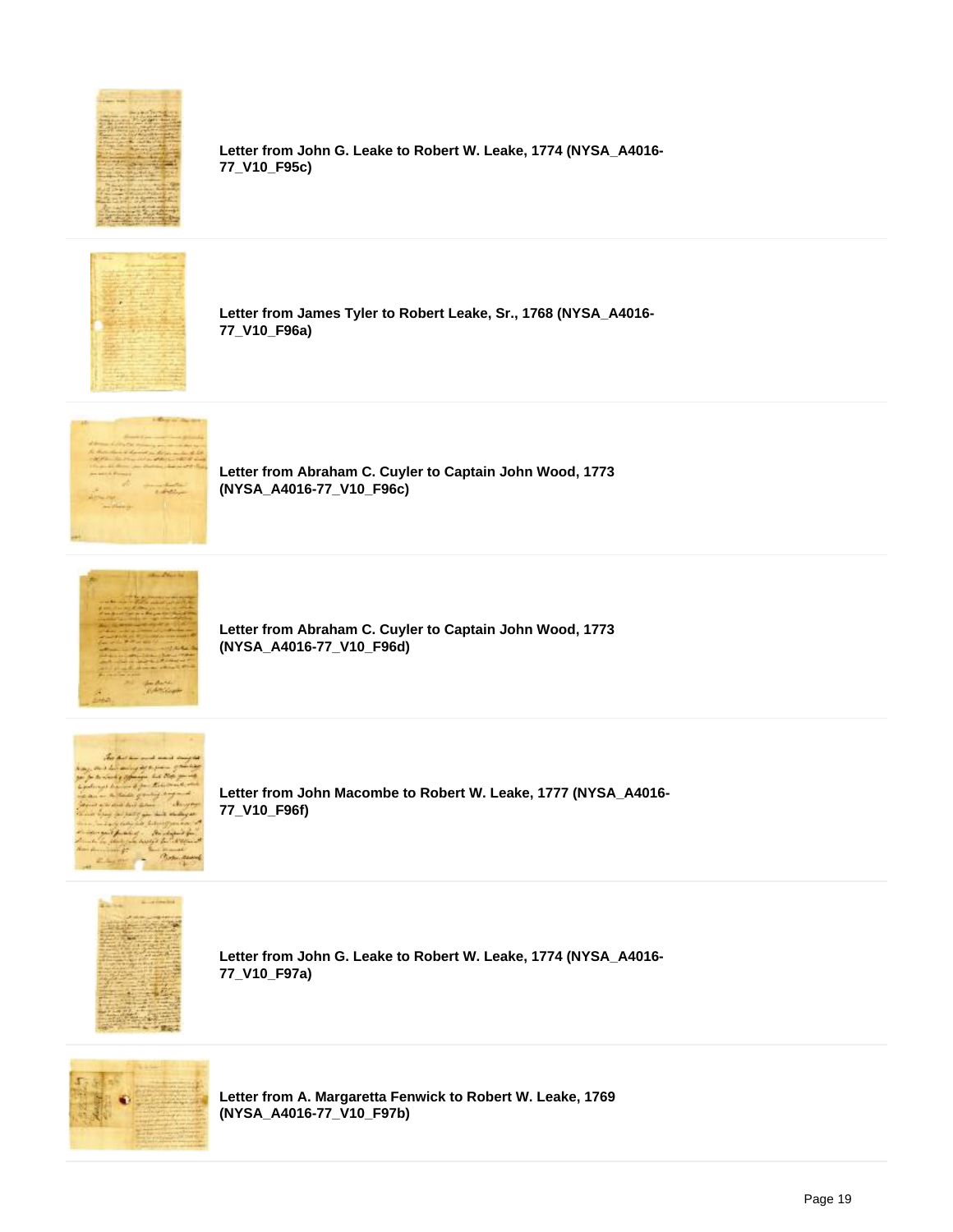**Letter from John G. Leake to Robert W. Leake, 1774 (NYSA_A4016-77_V10_F95c)**

**Letter from James Tyler to Robert Leake, Sr., 1768 (NYSA_A4016-77_V10_F96a)**

**Letter from Abraham C. Cuyler to Captain John Wood, 1773 (NYSA_A4016-77_V10_F96c)**

**Letter from Abraham C. Cuyler to Captain John Wood, 1773 (NYSA_A4016-77_V10_F96d)**

**Letter from John Macombe to Robert W. Leake, 1777 (NYSA_A4016-77_V10_F96f)**

**Letter from John G. Leake to Robert W. Leake, 1774 (NYSA_A4016-77_V10_F97a)**

**Letter from A. Margaretta Fenwick to Robert W. Leake, 1769 (NYSA_A4016-77_V10_F97b)**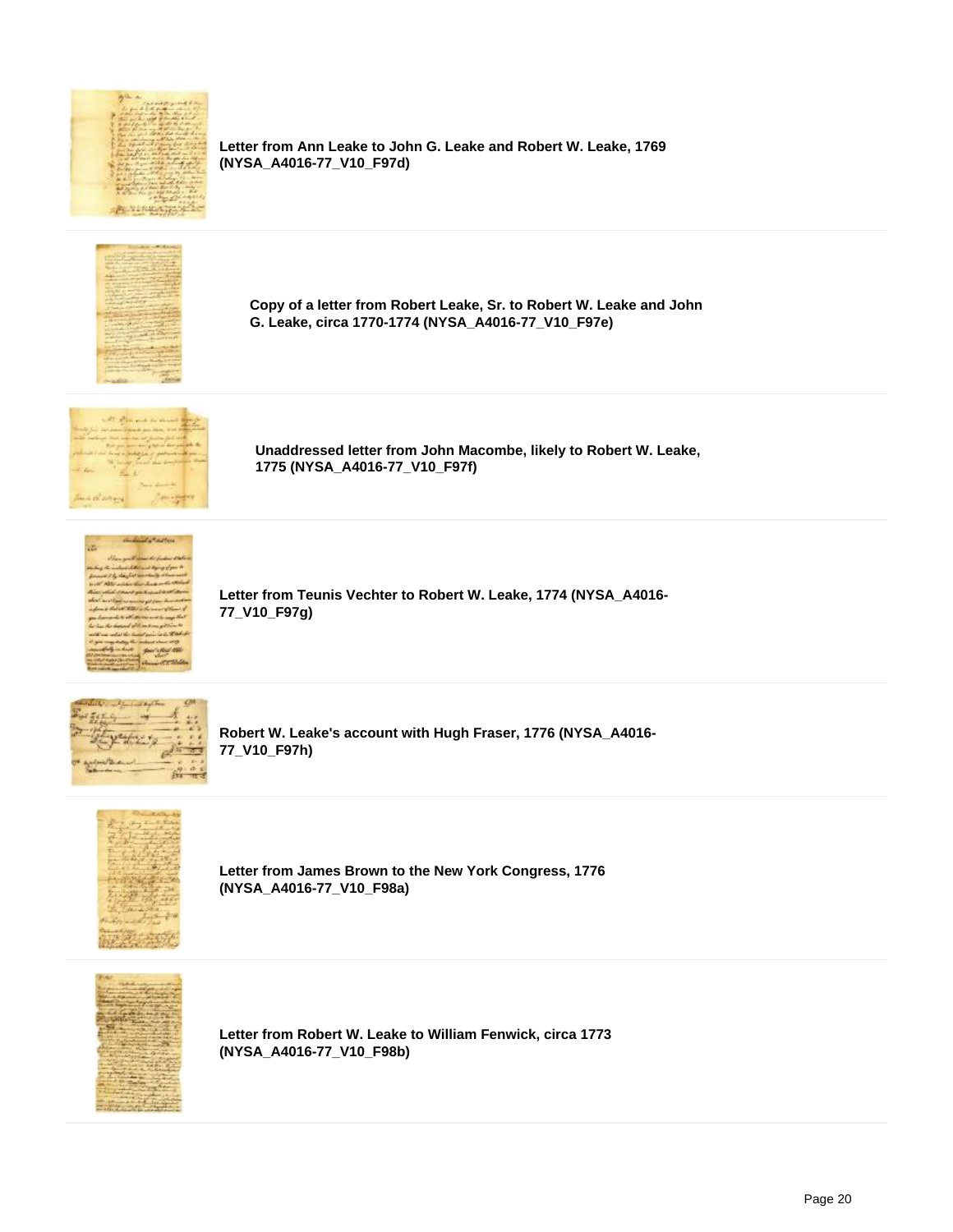**Letter from Ann Leake to John G. Leake and Robert W. Leake, 1769 (NYSA_A4016-77_V10_F97d)**

**Copy of a letter from Robert Leake, Sr. to Robert W. Leake and John G. Leake, circa 1770-1774 (NYSA_A4016-77_V10_F97e)**

**Unaddressed letter from John Macombe, likely to Robert W. Leake, 1775 (NYSA_A4016-77_V10_F97f)**

**Letter from Teunis Vechter to Robert W. Leake, 1774 (NYSA_A4016-77_V10_F97g)**

**Robert W. Leake's account with Hugh Fraser, 1776 (NYSA_A4016-77_V10_F97h)**

**Letter from James Brown to the New York Congress, 1776 (NYSA_A4016-77_V10_F98a)**

**Letter from Robert W. Leake to William Fenwick, circa 1773 (NYSA_A4016-77_V10_F98b)**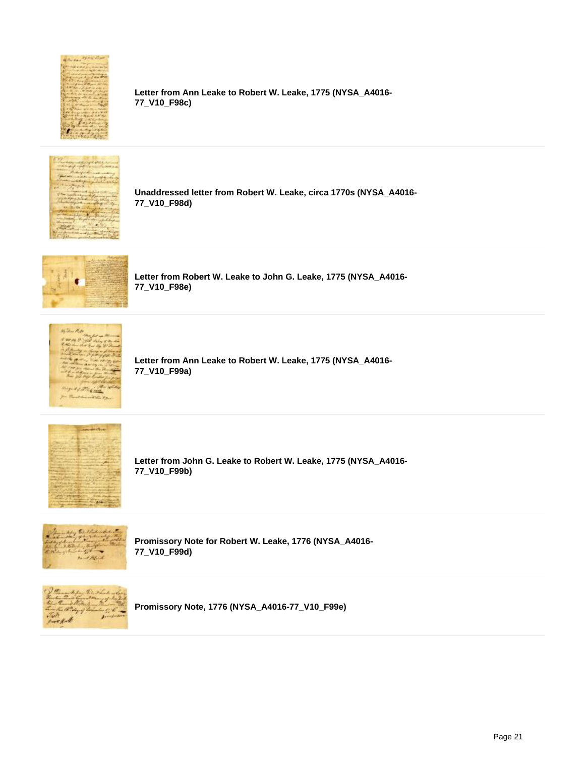**Letter from Ann Leake to Robert W. Leake, 1775 (NYSA_A4016-77_V10_F98c)**

**Unaddressed letter from Robert W. Leake, circa 1770s (NYSA_A4016-77_V10_F98d)**

**Letter from Robert W. Leake to John G. Leake, 1775 (NYSA_A4016-77_V10_F98e)**

**Letter from Ann Leake to Robert W. Leake, 1775 (NYSA_A4016-77_V10_F99a)**

**Letter from John G. Leake to Robert W. Leake, 1775 (NYSA_A4016-77_V10_F99b)**

**Promissory Note for Robert W. Leake, 1776 (NYSA_A4016-77_V10_F99d)**

**Promissory Note, 1776 (NYSA_A4016-77_V10_F99e)**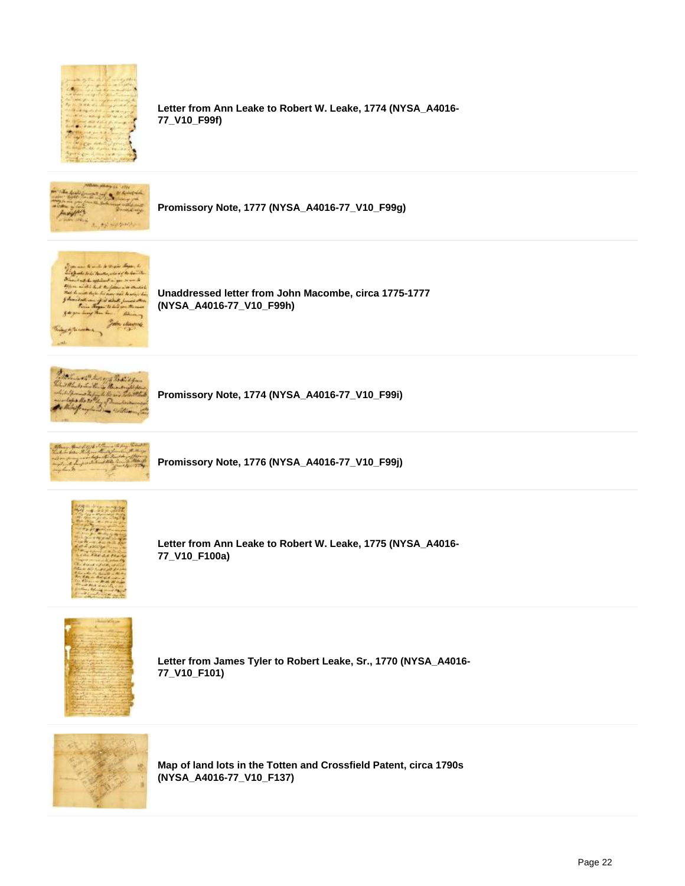**Letter from Ann Leake to Robert W. Leake, 1774 (NYSA_A4016-77_V10_F99f)**

**Promissory Note, 1777 (NYSA_A4016-77_V10_F99g)**

**Unaddressed letter from John Macombe, circa 1775-1777 (NYSA_A4016-77_V10_F99h)**

**Promissory Note, 1774 (NYSA_A4016-77_V10_F99i)**

**Promissory Note, 1776 (NYSA_A4016-77_V10_F99j)**

**Letter from Ann Leake to Robert W. Leake, 1775 (NYSA_A4016-77_V10_F100a)**

**Letter from James Tyler to Robert Leake, Sr., 1770 (NYSA_A4016-77_V10_F101)**

**Map of land lots in the Totten and Crossfield Patent, circa 1790s (NYSA_A4016-77_V10_F137)**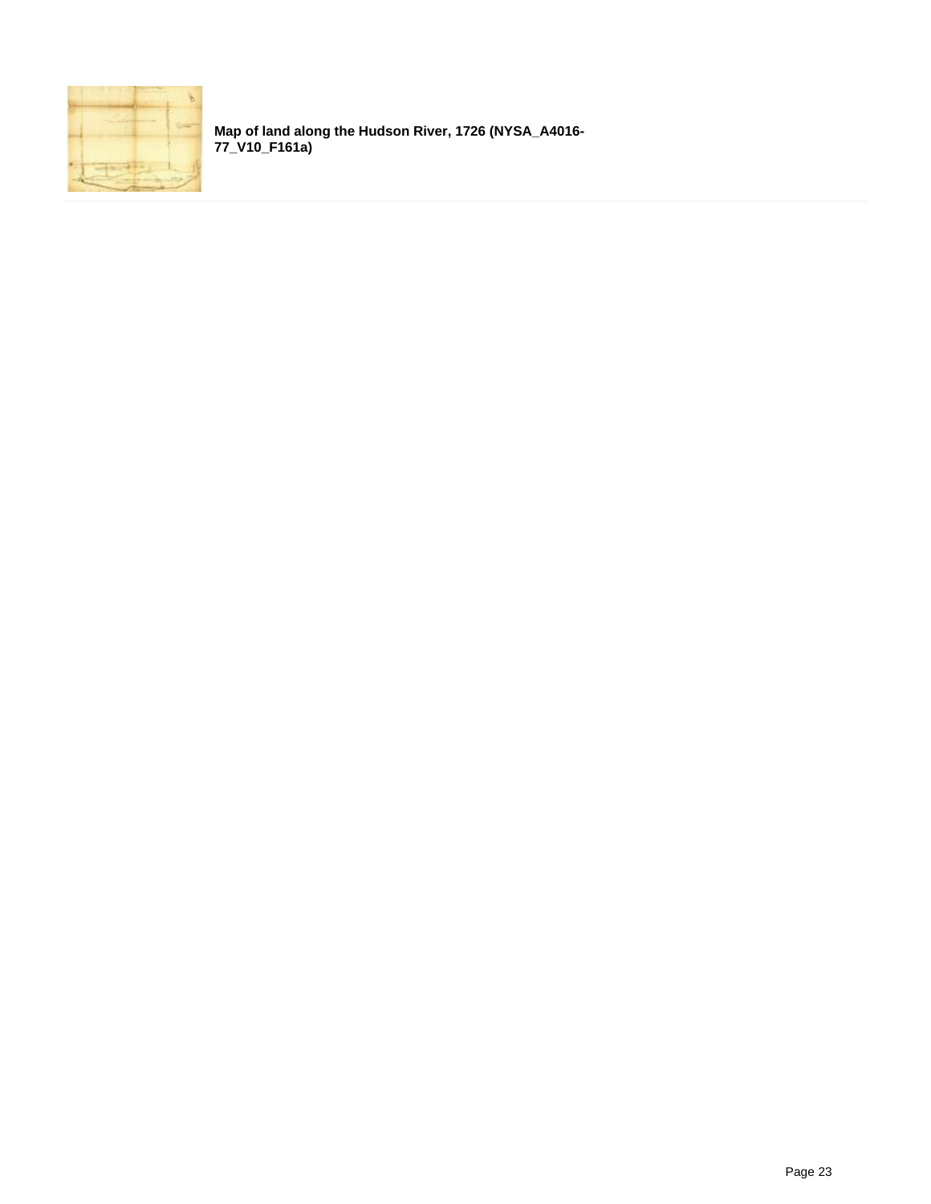**Map of land along the Hudson River, 1726 (NYSA_A4016-77_V10_F161a)**